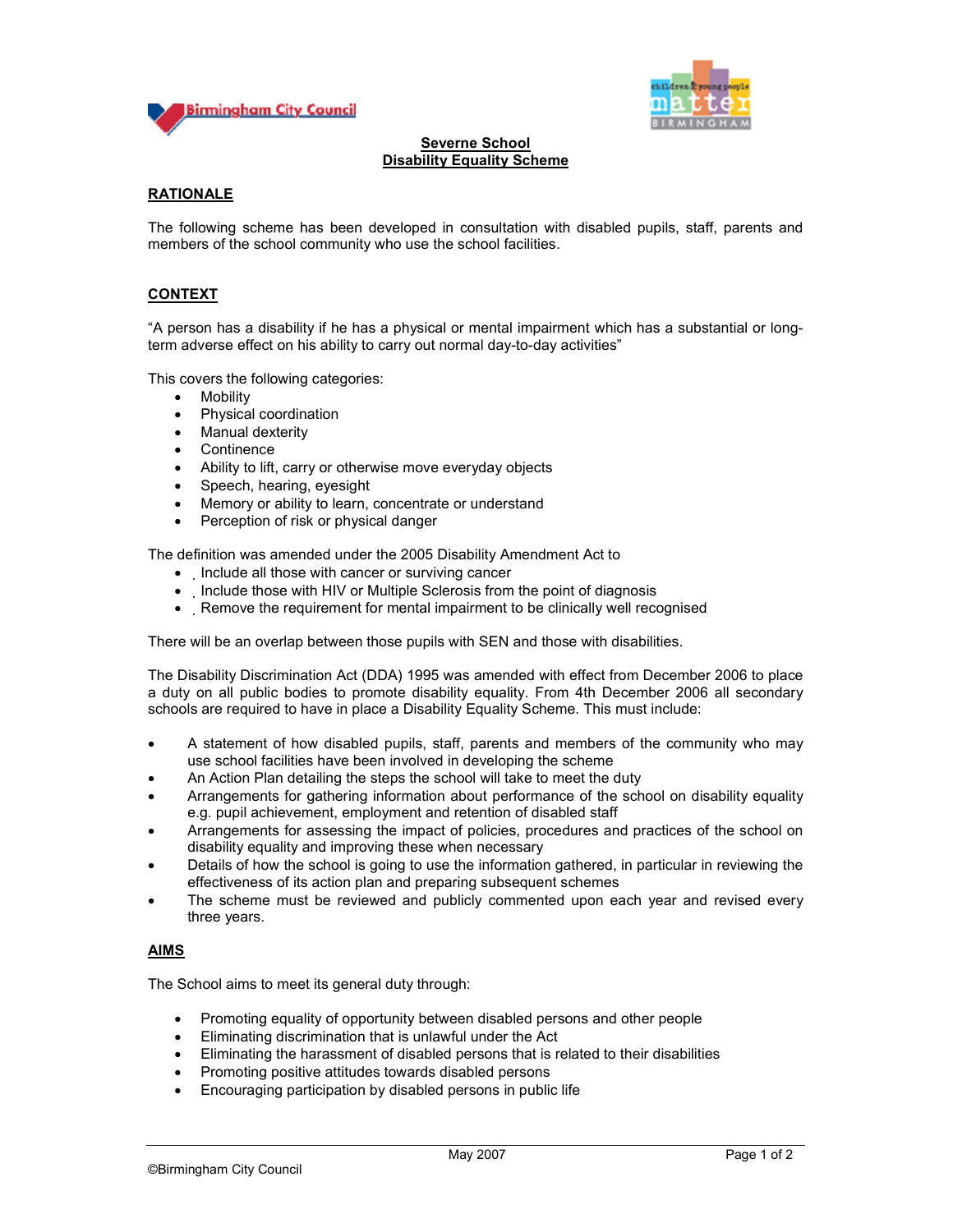# Severne School
## Disability Equality Scheme

### RATIONALE

The following scheme has been developed in consultation with disabled pupils, staff, parents and members of the school community who use the school facilities.

### CONTEXT

"A person has a disability if he has a physical or mental impairment which has a substantial or long-term adverse effect on his ability to carry out normal day-to-day activities"

This covers the following categories:

- Mobility
- Physical coordination
- Manual dexterity
- Continence
- Ability to lift, carry or otherwise move everyday objects
- Speech, hearing, eyesight
- Memory or ability to learn, concentrate or understand
- Perception of risk or physical danger

The definition was amended under the 2005 Disability Amendment Act to

- Include all those with cancer or surviving cancer
- Include those with HIV or Multiple Sclerosis from the point of diagnosis
- Remove the requirement for mental impairment to be clinically well recognised

There will be an overlap between those pupils with SEN and those with disabilities.

The Disability Discrimination Act (DDA) 1995 was amended with effect from December 2006 to place a duty on all public bodies to promote disability equality. From 4th December 2006 all secondary schools are required to have in place a Disability Equality Scheme. This must include:

- A statement of how disabled pupils, staff, parents and members of the community who may use school facilities have been involved in developing the scheme
- An Action Plan detailing the steps the school will take to meet the duty
- Arrangements for gathering information about performance of the school on disability equality e.g. pupil achievement, employment and retention of disabled staff
- Arrangements for assessing the impact of policies, procedures and practices of the school on disability equality and improving these when necessary
- Details of how the school is going to use the information gathered, in particular in reviewing the effectiveness of its action plan and preparing subsequent schemes
- The scheme must be reviewed and publicly commented upon each year and revised every three years.

### AIMS

The School aims to meet its general duty through:

- Promoting equality of opportunity between disabled persons and other people
- Eliminating discrimination that is unlawful under the Act
- Eliminating the harassment of disabled persons that is related to their disabilities
- Promoting positive attitudes towards disabled persons
- Encouraging participation by disabled persons in public life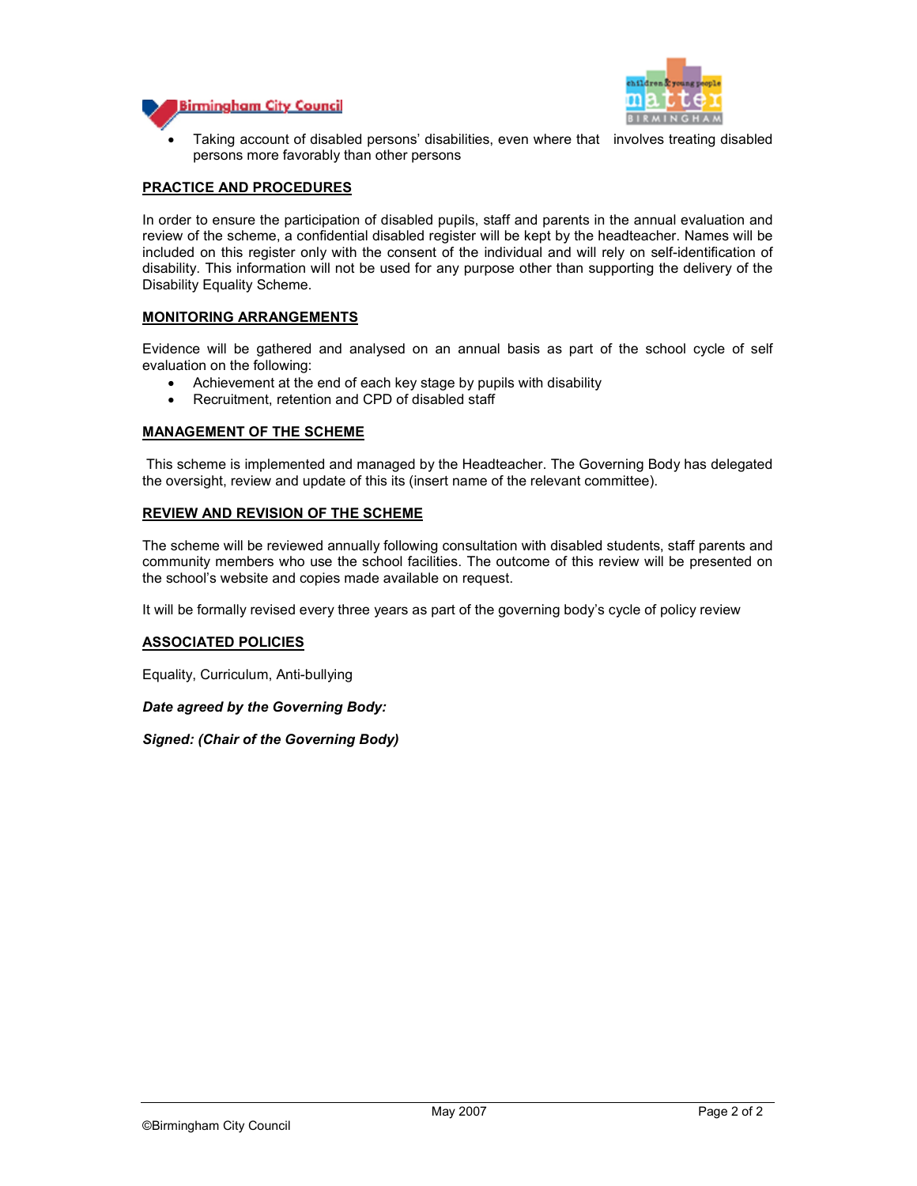- Taking account of disabled persons' disabilities, even where that involves treating disabled persons more favorably than other persons

## PRACTICE AND PROCEDURES

In order to ensure the participation of disabled pupils, staff and parents in the annual evaluation and review of the scheme, a confidential disabled register will be kept by the headteacher. Names will be included on this register only with the consent of the individual and will rely on self-identification of disability. This information will not be used for any purpose other than supporting the delivery of the Disability Equality Scheme.

## MONITORING ARRANGEMENTS

Evidence will be gathered and analysed on an annual basis as part of the school cycle of self evaluation on the following:

- Achievement at the end of each key stage by pupils with disability
- Recruitment, retention and CPD of disabled staff

## MANAGEMENT OF THE SCHEME

This scheme is implemented and managed by the Headteacher. The Governing Body has delegated the oversight, review and update of this its (insert name of the relevant committee).

## REVIEW AND REVISION OF THE SCHEME

The scheme will be reviewed annually following consultation with disabled students, staff parents and community members who use the school facilities. The outcome of this review will be presented on the school's website and copies made available on request.

It will be formally revised every three years as part of the governing body's cycle of policy review

## ASSOCIATED POLICIES

Equality, Curriculum, Anti-bullying

***Date agreed by the Governing Body:***

***Signed: (Chair of the Governing Body)***